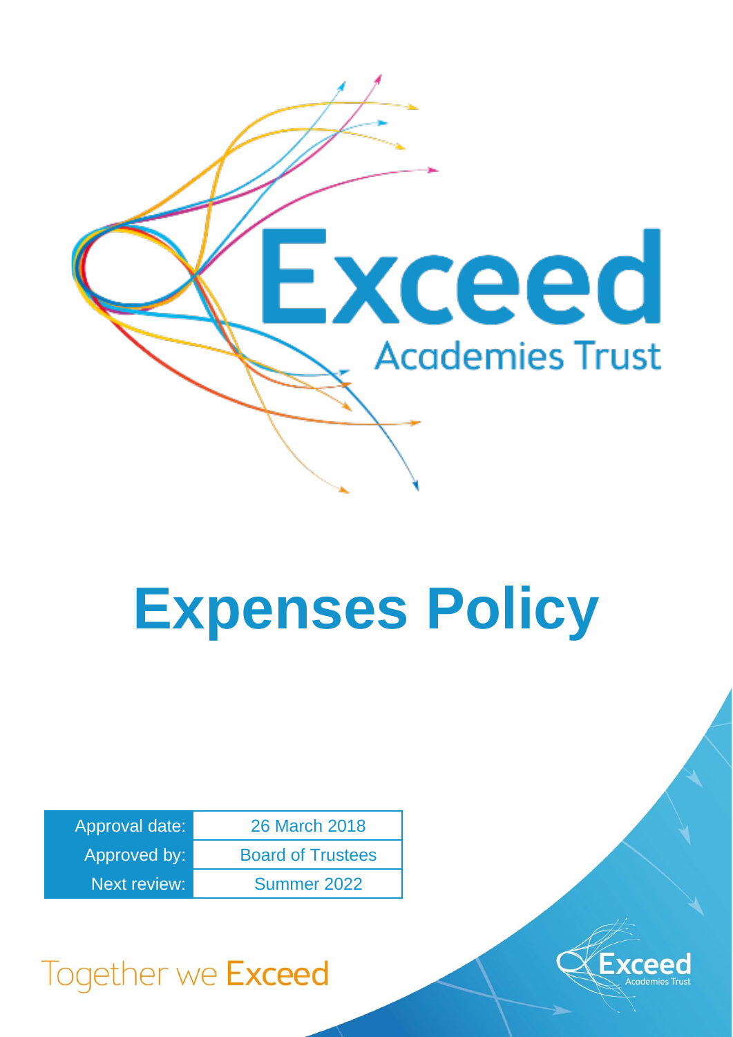Exceed
Academies Trust

# Expenses Policy

| Approval date: | 26 March 2018 |
| --- | --- |
| Approved by: | Board of Trustees |
| Next review: | Summer 2022 |

Together we Exceed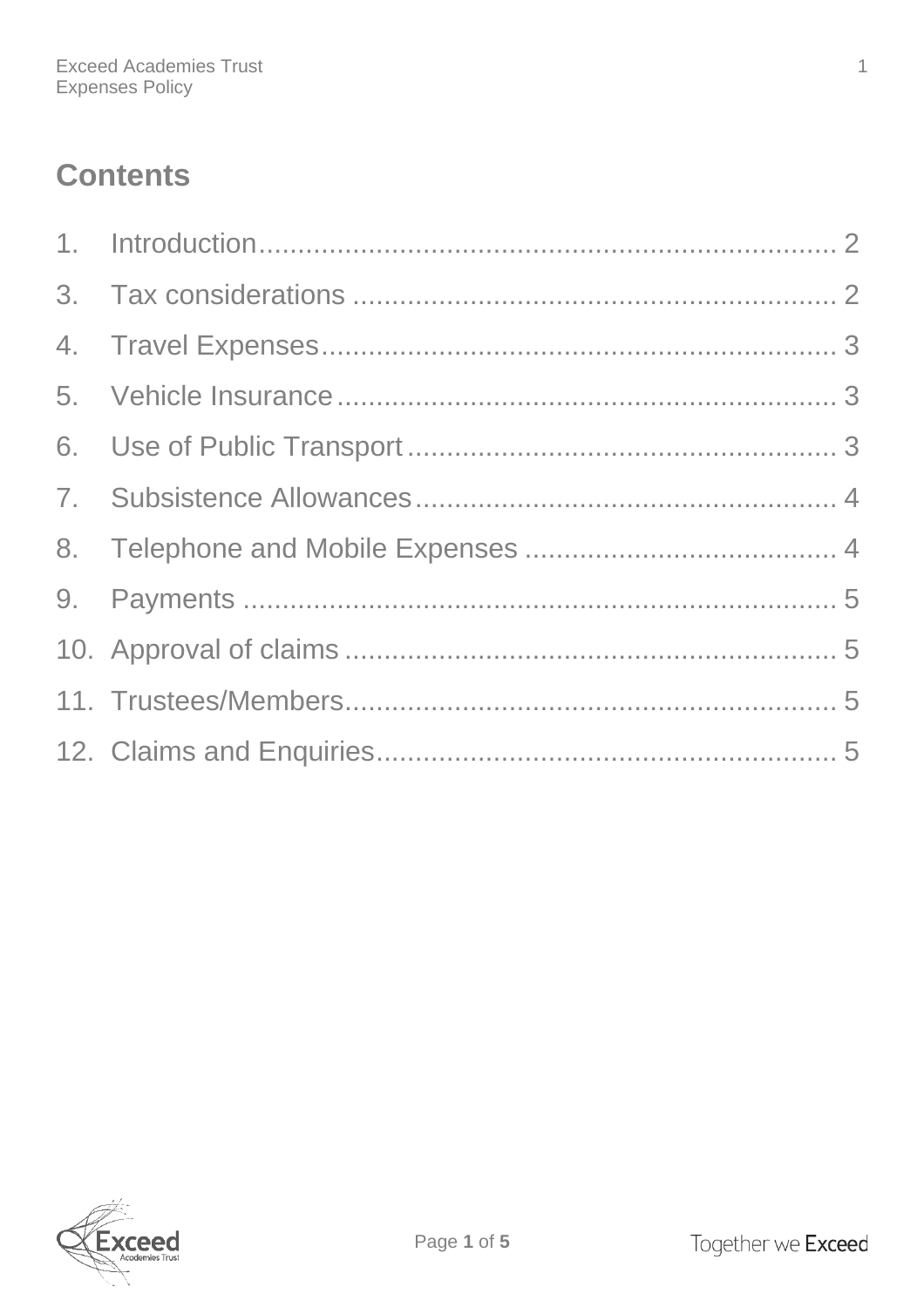# Contents

1. Introduction .......... 2
3. Tax considerations .......... 2
4. Travel Expenses .......... 3
5. Vehicle Insurance .......... 3
6. Use of Public Transport .......... 3
7. Subsistence Allowances .......... 4
8. Telephone and Mobile Expenses .......... 4
9. Payments .......... 5
10. Approval of claims .......... 5
11. Trustees/Members .......... 5
12. Claims and Enquiries .......... 5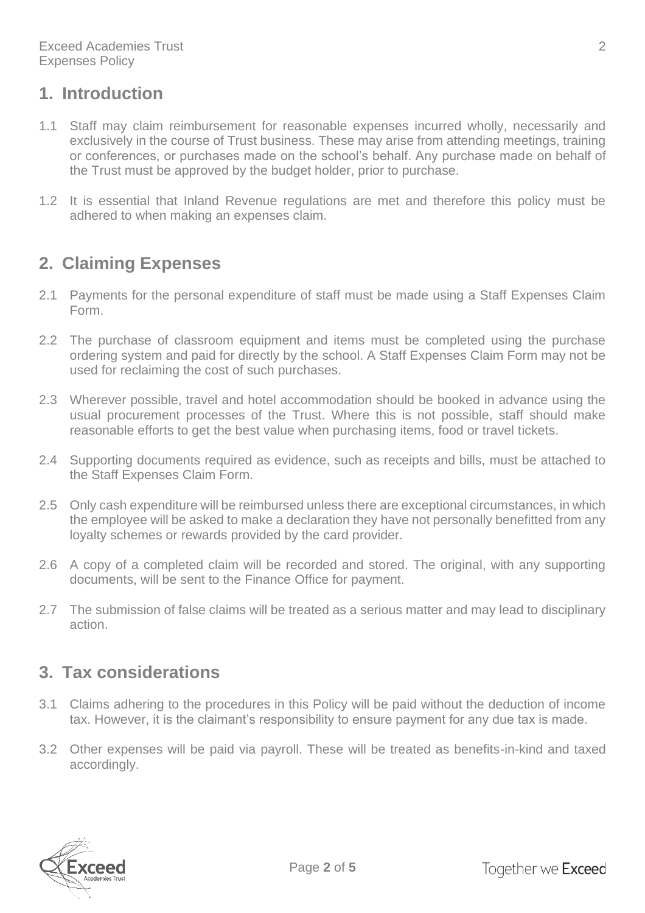## 1. Introduction

1.1 Staff may claim reimbursement for reasonable expenses incurred wholly, necessarily and exclusively in the course of Trust business. These may arise from attending meetings, training or conferences, or purchases made on the school's behalf. Any purchase made on behalf of the Trust must be approved by the budget holder, prior to purchase.

1.2 It is essential that Inland Revenue regulations are met and therefore this policy must be adhered to when making an expenses claim.

## 2. Claiming Expenses

2.1 Payments for the personal expenditure of staff must be made using a Staff Expenses Claim Form.

2.2 The purchase of classroom equipment and items must be completed using the purchase ordering system and paid for directly by the school. A Staff Expenses Claim Form may not be used for reclaiming the cost of such purchases.

2.3 Wherever possible, travel and hotel accommodation should be booked in advance using the usual procurement processes of the Trust. Where this is not possible, staff should make reasonable efforts to get the best value when purchasing items, food or travel tickets.

2.4 Supporting documents required as evidence, such as receipts and bills, must be attached to the Staff Expenses Claim Form.

2.5 Only cash expenditure will be reimbursed unless there are exceptional circumstances, in which the employee will be asked to make a declaration they have not personally benefitted from any loyalty schemes or rewards provided by the card provider.

2.6 A copy of a completed claim will be recorded and stored. The original, with any supporting documents, will be sent to the Finance Office for payment.

2.7 The submission of false claims will be treated as a serious matter and may lead to disciplinary action.

## 3. Tax considerations

3.1 Claims adhering to the procedures in this Policy will be paid without the deduction of income tax. However, it is the claimant's responsibility to ensure payment for any due tax is made.

3.2 Other expenses will be paid via payroll. These will be treated as benefits-in-kind and taxed accordingly.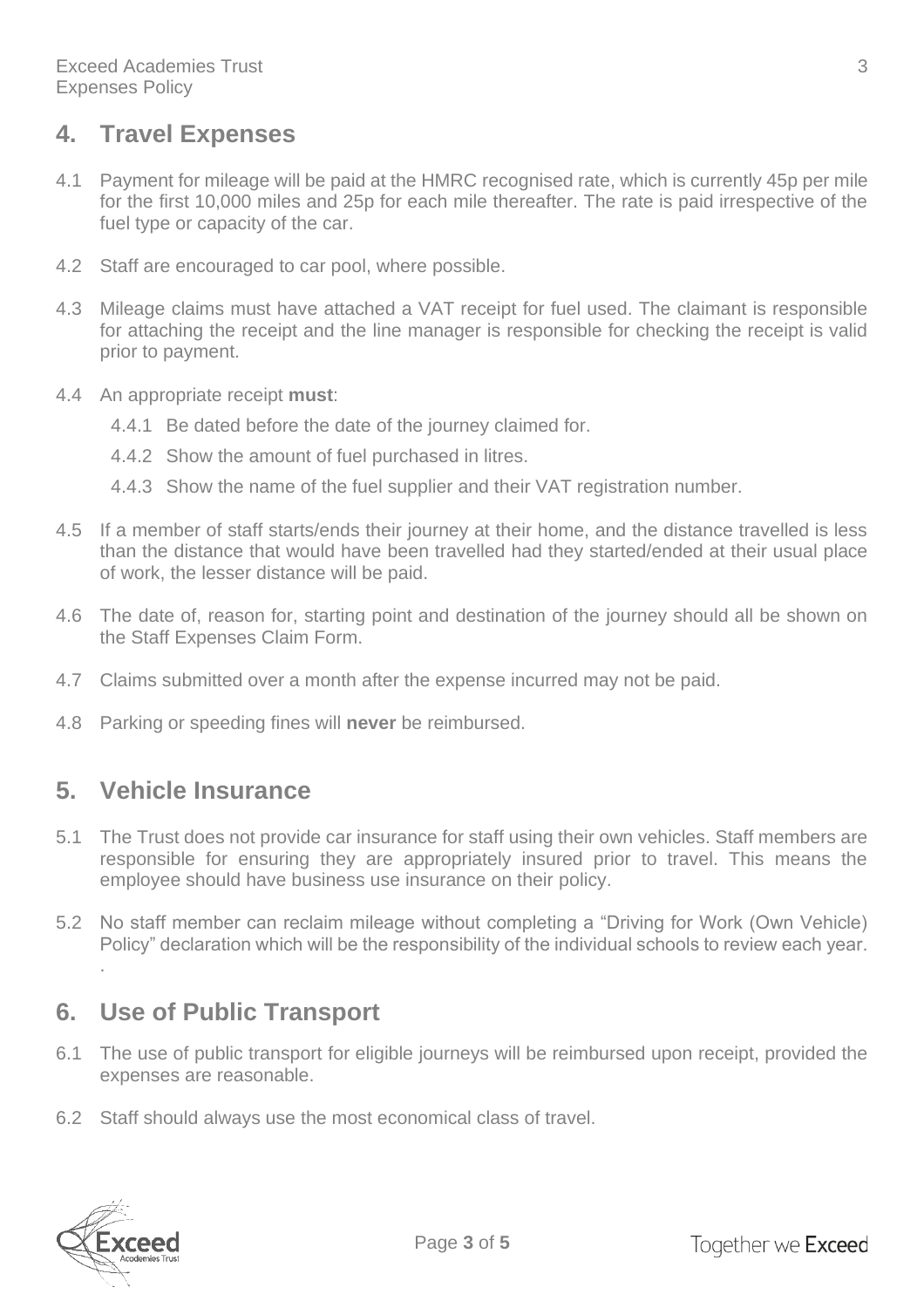## 4. Travel Expenses

4.1 Payment for mileage will be paid at the HMRC recognised rate, which is currently 45p per mile for the first 10,000 miles and 25p for each mile thereafter. The rate is paid irrespective of the fuel type or capacity of the car.

4.2 Staff are encouraged to car pool, where possible.

4.3 Mileage claims must have attached a VAT receipt for fuel used. The claimant is responsible for attaching the receipt and the line manager is responsible for checking the receipt is valid prior to payment.

4.4 An appropriate receipt **must**:

- 4.4.1 Be dated before the date of the journey claimed for.
- 4.4.2 Show the amount of fuel purchased in litres.
- 4.4.3 Show the name of the fuel supplier and their VAT registration number.

4.5 If a member of staff starts/ends their journey at their home, and the distance travelled is less than the distance that would have been travelled had they started/ended at their usual place of work, the lesser distance will be paid.

4.6 The date of, reason for, starting point and destination of the journey should all be shown on the Staff Expenses Claim Form.

4.7 Claims submitted over a month after the expense incurred may not be paid.

4.8 Parking or speeding fines will **never** be reimbursed.

## 5. Vehicle Insurance

5.1 The Trust does not provide car insurance for staff using their own vehicles. Staff members are responsible for ensuring they are appropriately insured prior to travel. This means the employee should have business use insurance on their policy.

5.2 No staff member can reclaim mileage without completing a "Driving for Work (Own Vehicle) Policy" declaration which will be the responsibility of the individual schools to review each year.
.

## 6. Use of Public Transport

6.1 The use of public transport for eligible journeys will be reimbursed upon receipt, provided the expenses are reasonable.

6.2 Staff should always use the most economical class of travel.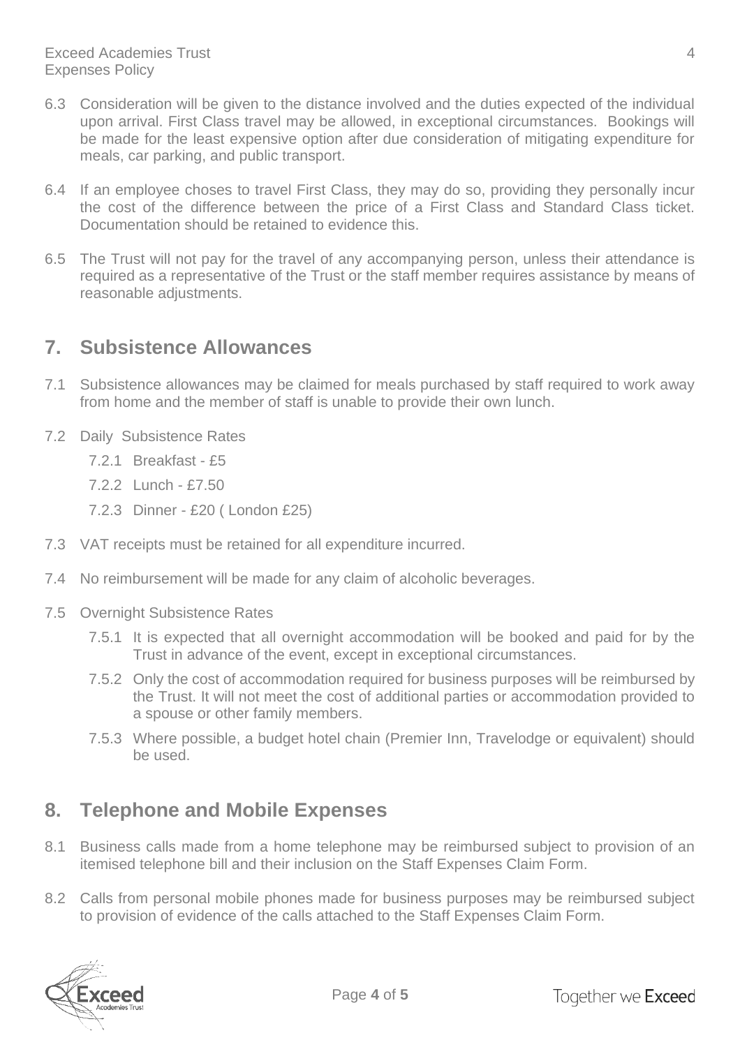6.3 Consideration will be given to the distance involved and the duties expected of the individual upon arrival. First Class travel may be allowed, in exceptional circumstances. Bookings will be made for the least expensive option after due consideration of mitigating expenditure for meals, car parking, and public transport.

6.4 If an employee choses to travel First Class, they may do so, providing they personally incur the cost of the difference between the price of a First Class and Standard Class ticket. Documentation should be retained to evidence this.

6.5 The Trust will not pay for the travel of any accompanying person, unless their attendance is required as a representative of the Trust or the staff member requires assistance by means of reasonable adjustments.

## 7. Subsistence Allowances

7.1 Subsistence allowances may be claimed for meals purchased by staff required to work away from home and the member of staff is unable to provide their own lunch.

7.2 Daily Subsistence Rates

- 7.2.1 Breakfast - £5
- 7.2.2 Lunch - £7.50
- 7.2.3 Dinner - £20 ( London £25)

7.3 VAT receipts must be retained for all expenditure incurred.

7.4 No reimbursement will be made for any claim of alcoholic beverages.

7.5 Overnight Subsistence Rates

- 7.5.1 It is expected that all overnight accommodation will be booked and paid for by the Trust in advance of the event, except in exceptional circumstances.
- 7.5.2 Only the cost of accommodation required for business purposes will be reimbursed by the Trust. It will not meet the cost of additional parties or accommodation provided to a spouse or other family members.
- 7.5.3 Where possible, a budget hotel chain (Premier Inn, Travelodge or equivalent) should be used.

## 8. Telephone and Mobile Expenses

8.1 Business calls made from a home telephone may be reimbursed subject to provision of an itemised telephone bill and their inclusion on the Staff Expenses Claim Form.

8.2 Calls from personal mobile phones made for business purposes may be reimbursed subject to provision of evidence of the calls attached to the Staff Expenses Claim Form.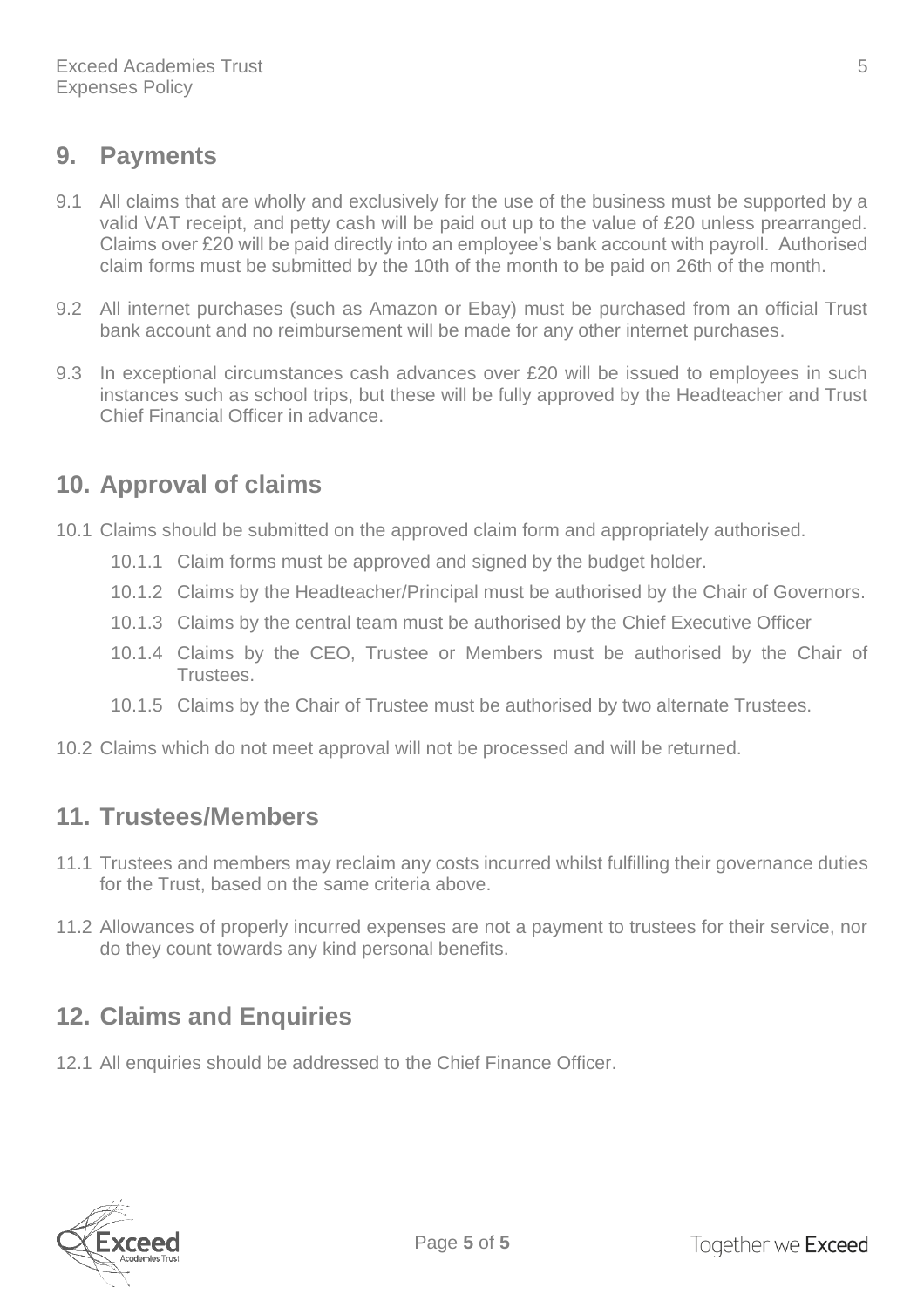## 9. Payments

9.1 All claims that are wholly and exclusively for the use of the business must be supported by a valid VAT receipt, and petty cash will be paid out up to the value of £20 unless prearranged. Claims over £20 will be paid directly into an employee's bank account with payroll. Authorised claim forms must be submitted by the 10th of the month to be paid on 26th of the month.

9.2 All internet purchases (such as Amazon or Ebay) must be purchased from an official Trust bank account and no reimbursement will be made for any other internet purchases.

9.3 In exceptional circumstances cash advances over £20 will be issued to employees in such instances such as school trips, but these will be fully approved by the Headteacher and Trust Chief Financial Officer in advance.

## 10. Approval of claims

10.1 Claims should be submitted on the approved claim form and appropriately authorised.

- 10.1.1 Claim forms must be approved and signed by the budget holder.
- 10.1.2 Claims by the Headteacher/Principal must be authorised by the Chair of Governors.
- 10.1.3 Claims by the central team must be authorised by the Chief Executive Officer
- 10.1.4 Claims by the CEO, Trustee or Members must be authorised by the Chair of Trustees.
- 10.1.5 Claims by the Chair of Trustee must be authorised by two alternate Trustees.

10.2 Claims which do not meet approval will not be processed and will be returned.

## 11. Trustees/Members

11.1 Trustees and members may reclaim any costs incurred whilst fulfilling their governance duties for the Trust, based on the same criteria above.

11.2 Allowances of properly incurred expenses are not a payment to trustees for their service, nor do they count towards any kind personal benefits.

## 12. Claims and Enquiries

12.1 All enquiries should be addressed to the Chief Finance Officer.